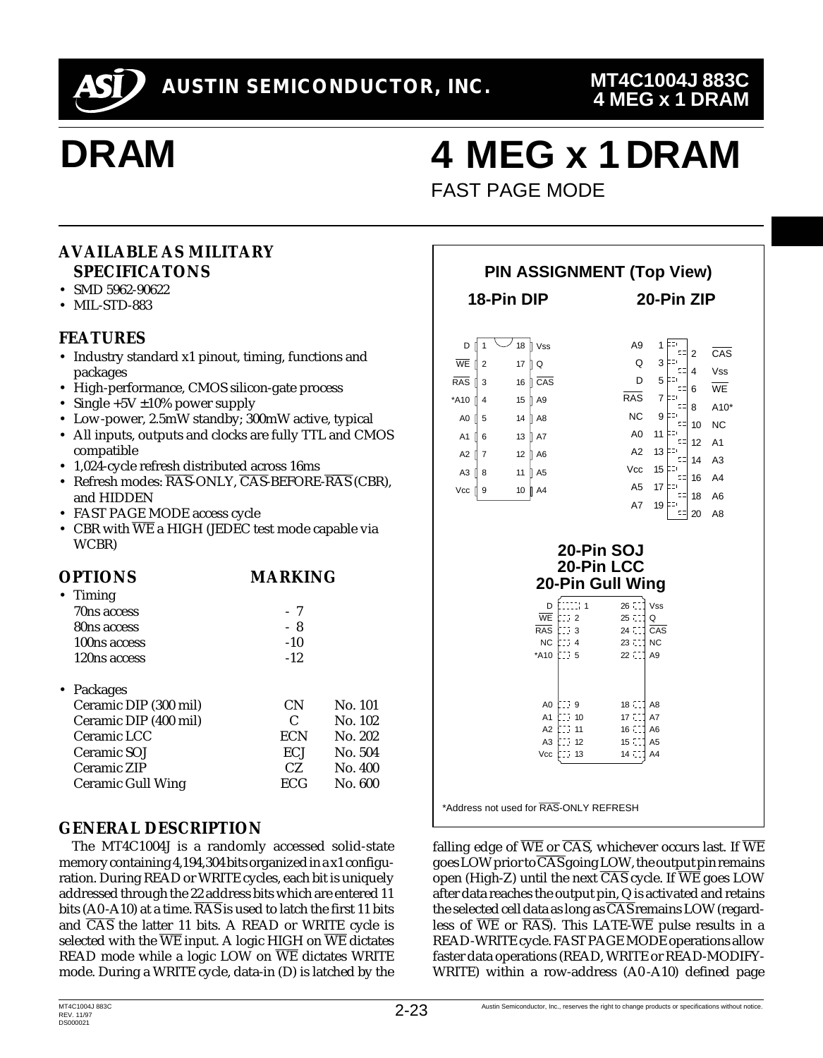# AUSTIN SEMICONDUCTOR, INC.

**MT4C1004J 883C**
**4 MEG x 1 DRAM**

# DRAM

# 4 MEG x 1 DRAM

FAST PAGE MODE

## AVAILABLE AS MILITARY SPECIFICATONS

- SMD 5962-90622
- MIL-STD-883

## FEATURES

- Industry standard x1 pinout, timing, functions and packages
- High-performance, CMOS silicon-gate process
- Single +5V ±10% power supply
- Low-power, 2.5mW standby; 300mW active, typical
- All inputs, outputs and clocks are fully TTL and CMOS compatible
- 1,024-cycle refresh distributed across 16ms
- Refresh modes: RAS-ONLY, CAS-BEFORE-RAS (CBR), and HIDDEN
- FAST PAGE MODE access cycle
- CBR with WE a HIGH (JEDEC test mode capable via WCBR)

## OPTIONS

| OPTIONS | MARKING | |
|---|---|---|
| • Timing | | |
| 70ns access | - 7 | |
| 80ns access | - 8 | |
| 100ns access | -10 | |
| 120ns access | -12 | |
| • Packages | | |
| Ceramic DIP (300 mil) | CN | No. 101 |
| Ceramic DIP (400 mil) | C | No. 102 |
| Ceramic LCC | ECN | No. 202 |
| Ceramic SOJ | ECJ | No. 504 |
| Ceramic ZIP | CZ | No. 400 |
| Ceramic Gull Wing | ECG | No. 600 |

## PIN ASSIGNMENT (Top View)

### 18-Pin DIP

| Pin | Name | Pin | Name |
|---|---|---|---|
| 1 | D | 18 | Vss |
| 2 | WE | 17 | Q |
| 3 | RAS | 16 | CAS |
| 4 | *A10 | 15 | A9 |
| 5 | A0 | 14 | A8 |
| 6 | A1 | 13 | A7 |
| 7 | A2 | 12 | A6 |
| 8 | A3 | 11 | A5 |
| 9 | Vcc | 10 | A4 |

### 20-Pin ZIP

| Pin | Name | Pin | Name |
|---|---|---|---|
| 1 | A9 | 2 | CAS |
| 3 | Q | 4 | Vss |
| 5 | D | 6 | WE |
| 7 | RAS | 8 | A10* |
| 9 | NC | 10 | NC |
| 11 | A0 | 12 | A1 |
| 13 | A2 | 14 | A3 |
| 15 | Vcc | 16 | A4 |
| 17 | A5 | 18 | A6 |
| 19 | A7 | 20 | A8 |

### 20-Pin SOJ / 20-Pin LCC / 20-Pin Gull Wing

| Pin | Name | Pin | Name |
|---|---|---|---|
| 1 | D | 26 | Vss |
| 2 | WE | 25 | Q |
| 3 | RAS | 24 | CAS |
| 4 | NC | 23 | NC |
| 5 | *A10 | 22 | A9 |
| 9 | A0 | 18 | A8 |
| 10 | A1 | 17 | A7 |
| 11 | A2 | 16 | A6 |
| 12 | A3 | 15 | A5 |
| 13 | Vcc | 14 | A4 |

*Address not used for RAS-ONLY REFRESH

## GENERAL DESCRIPTION

The MT4C1004J is a randomly accessed solid-state memory containing 4,194,304 bits organized in a x1 configuration. During READ or WRITE cycles, each bit is uniquely addressed through the 22 address bits which are entered 11 bits (A0-A10) at a time. RAS is used to latch the first 11 bits and CAS the latter 11 bits. A READ or WRITE cycle is selected with the WE input. A logic HIGH on WE dictates READ mode while a logic LOW on WE dictates WRITE mode. During a WRITE cycle, data-in (D) is latched by the falling edge of WE or CAS, whichever occurs last. If WE goes LOW prior to CAS going LOW, the output pin remains open (High-Z) until the next CAS cycle. If WE goes LOW after data reaches the output pin, Q is activated and retains the selected cell data as long as CAS remains LOW (regardless of WE or RAS). This LATE-WE pulse results in a READ-WRITE cycle. FAST PAGE MODE operations allow faster data operations (READ, WRITE or READ-MODIFY-WRITE) within a row-address (A0-A10) defined page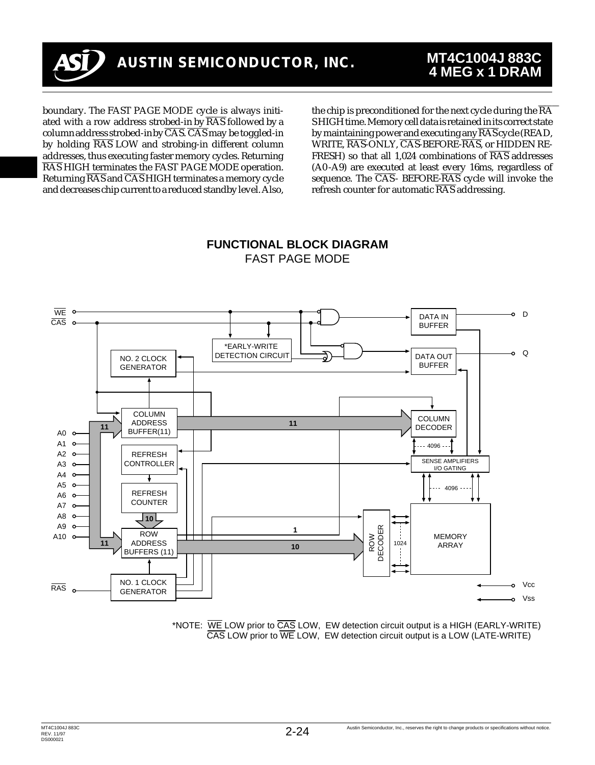boundary. The FAST PAGE MODE cycle is always initiated with a row address strobed-in by $\overline{RAS}$ followed by a column address strobed-in by $\overline{CAS}$. $\overline{CAS}$ may be toggled-in by holding $\overline{RAS}$ LOW and strobing-in different column addresses, thus executing faster memory cycles. Returning $\overline{RAS}$ HIGH terminates the FAST PAGE MODE operation. Returning $\overline{RAS}$ and $\overline{CAS}$ HIGH terminates a memory cycle and decreases chip current to a reduced standby level. Also, the chip is preconditioned for the next cycle during the $\overline{RAS}$ HIGH time. Memory cell data is retained in its correct state by maintaining power and executing any $\overline{RAS}$ cycle (READ, WRITE, $\overline{RAS}$-ONLY, $\overline{CAS}$-BEFORE-$\overline{RAS}$, or HIDDEN REFRESH) so that all 1,024 combinations of $\overline{RAS}$ addresses (A0-A9) are executed at least every 16ms, regardless of sequence. The $\overline{CAS}$- BEFORE-$\overline{RAS}$ cycle will invoke the refresh counter for automatic $\overline{RAS}$ addressing.

## FUNCTIONAL BLOCK DIAGRAM
FAST PAGE MODE

*NOTE: $\overline{WE}$ LOW prior to $\overline{CAS}$ LOW, EW detection circuit output is a HIGH (EARLY-WRITE)
$\overline{CAS}$ LOW prior to $\overline{WE}$ LOW, EW detection circuit output is a LOW (LATE-WRITE)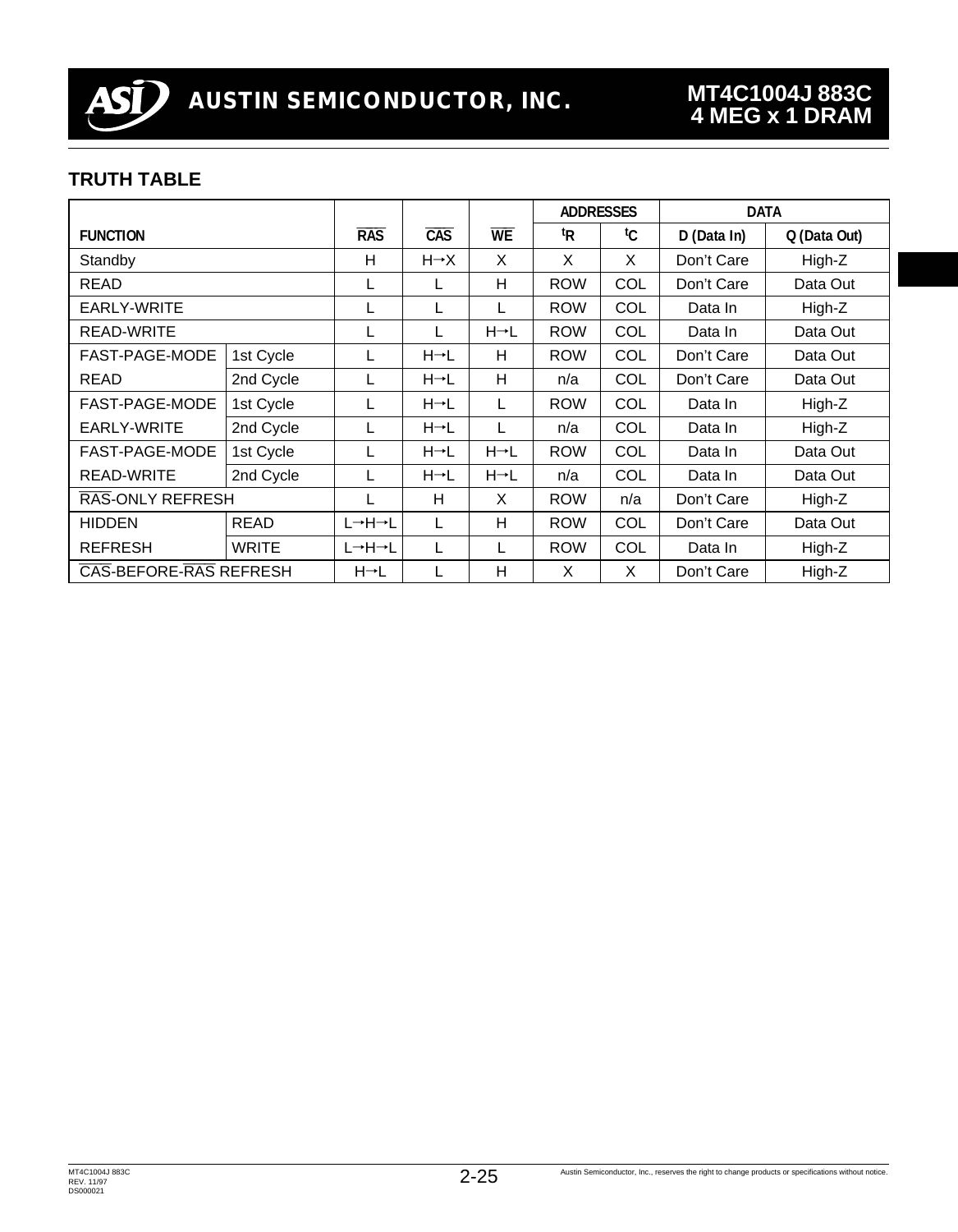## TRUTH TABLE

| FUNCTION | | $\overline{RAS}$ | $\overline{CAS}$ | $\overline{WE}$ | ADDRESSES $^tR$ | ADDRESSES $^tC$ | DATA D (Data In) | DATA Q (Data Out) |
|---|---|---|---|---|---|---|---|---|
| Standby | | H | H→X | X | X | X | Don't Care | High-Z |
| READ | | L | L | H | ROW | COL | Don't Care | Data Out |
| EARLY-WRITE | | L | L | L | ROW | COL | Data In | High-Z |
| READ-WRITE | | L | L | H→L | ROW | COL | Data In | Data Out |
| FAST-PAGE-MODE READ | 1st Cycle | L | H→L | H | ROW | COL | Don't Care | Data Out |
| | 2nd Cycle | L | H→L | H | n/a | COL | Don't Care | Data Out |
| FAST-PAGE-MODE EARLY-WRITE | 1st Cycle | L | H→L | L | ROW | COL | Data In | High-Z |
| | 2nd Cycle | L | H→L | L | n/a | COL | Data In | High-Z |
| FAST-PAGE-MODE READ-WRITE | 1st Cycle | L | H→L | H→L | ROW | COL | Data In | Data Out |
| | 2nd Cycle | L | H→L | H→L | n/a | COL | Data In | Data Out |
| $\overline{RAS}$-ONLY REFRESH | | L | H | X | ROW | n/a | Don't Care | High-Z |
| HIDDEN REFRESH | READ | L→H→L | L | H | ROW | COL | Don't Care | Data Out |
| | WRITE | L→H→L | L | L | ROW | COL | Data In | High-Z |
| $\overline{CAS}$-BEFORE-$\overline{RAS}$ REFRESH | | H→L | L | H | X | X | Don't Care | High-Z |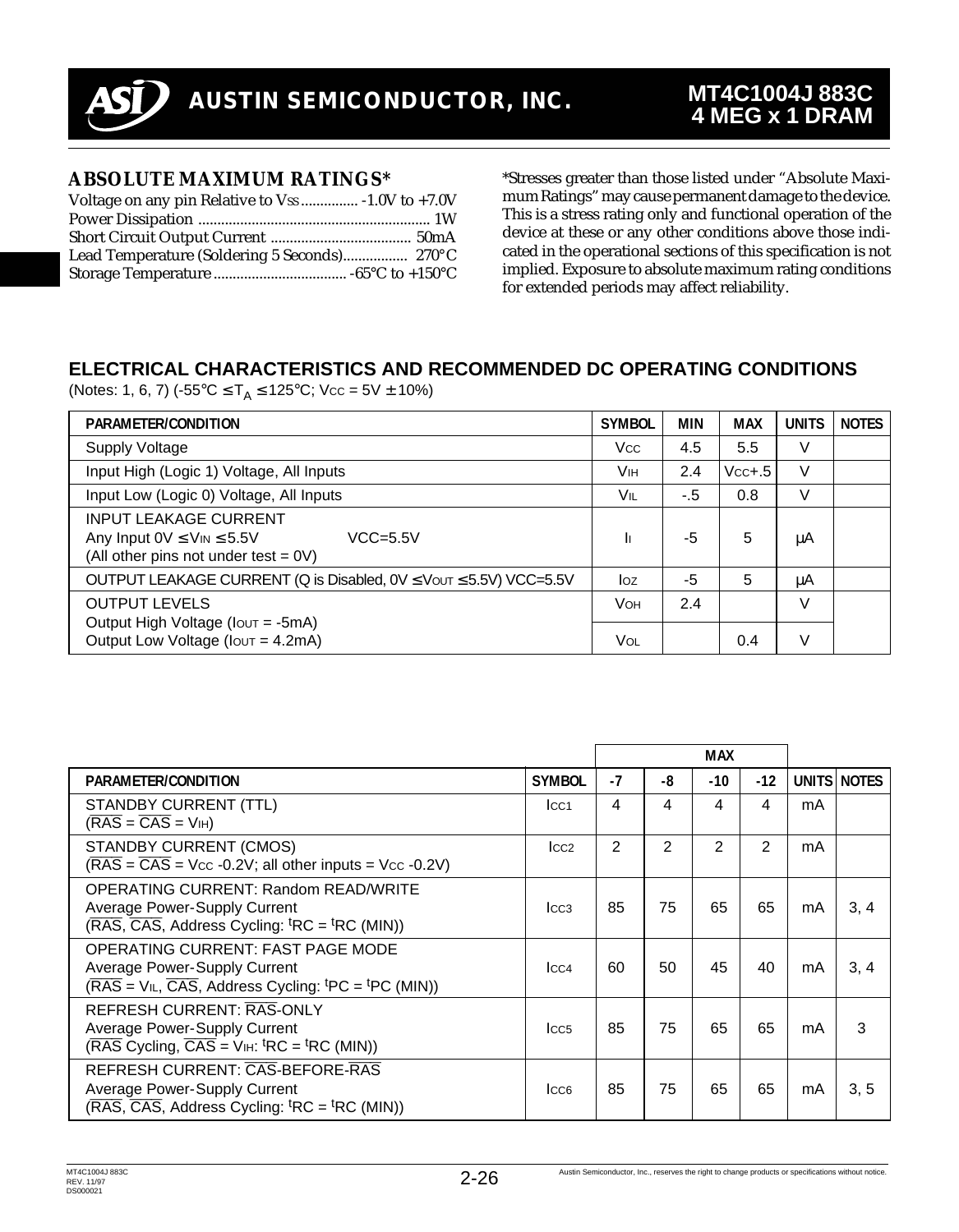## ABSOLUTE MAXIMUM RATINGS*

Voltage on any pin Relative to Vss .............. -1.0V to +7.0V
Power Dissipation ............................................................ 1W
Short Circuit Output Current ..................................... 50mA
Lead Temperature (Soldering 5 Seconds)................. 270°C
Storage Temperature ................................... -65°C to +150°C

*Stresses greater than those listed under "Absolute Maximum Ratings" may cause permanent damage to the device. This is a stress rating only and functional operation of the device at these or any other conditions above those indicated in the operational sections of this specification is not implied. Exposure to absolute maximum rating conditions for extended periods may affect reliability.

## ELECTRICAL CHARACTERISTICS AND RECOMMENDED DC OPERATING CONDITIONS

(Notes: 1, 6, 7) (-55°C ≤ $T_A$ ≤ 125°C; Vcc = 5V ± 10%)

| PARAMETER/CONDITION | SYMBOL | MIN | MAX | UNITS | NOTES |
|---|---|---|---|---|---|
| Supply Voltage | Vcc | 4.5 | 5.5 | V | |
| Input High (Logic 1) Voltage, All Inputs | VIH | 2.4 | Vcc+.5 | V | |
| Input Low (Logic 0) Voltage, All Inputs | VIL | -.5 | 0.8 | V | |
| INPUT LEAKAGE CURRENT<br>Any Input 0V ≤ VIN ≤ 5.5V VCC=5.5V<br>(All other pins not under test = 0V) | II | -5 | 5 | µA | |
| OUTPUT LEAKAGE CURRENT (Q is Disabled, 0V ≤ VOUT ≤ 5.5V) VCC=5.5V | IOZ | -5 | 5 | µA | |
| OUTPUT LEVELS<br>Output High Voltage (IOUT = -5mA) | VOH | 2.4 | | V | |
| Output Low Voltage (IOUT = 4.2mA) | VOL | | 0.4 | V | |

| PARAMETER/CONDITION | SYMBOL | MAX -7 | MAX -8 | MAX -10 | MAX -12 | UNITS | NOTES |
|---|---|---|---|---|---|---|---|
| STANDBY CURRENT (TTL)<br>(RAS = CAS = VIH) | ICC1 | 4 | 4 | 4 | 4 | mA | |
| STANDBY CURRENT (CMOS)<br>(RAS = CAS = Vcc -0.2V; all other inputs = Vcc -0.2V) | ICC2 | 2 | 2 | 2 | 2 | mA | |
| OPERATING CURRENT: Random READ/WRITE<br>Average Power-Supply Current<br>(RAS, CAS, Address Cycling: tRC = tRC (MIN)) | ICC3 | 85 | 75 | 65 | 65 | mA | 3, 4 |
| OPERATING CURRENT: FAST PAGE MODE<br>Average Power-Supply Current<br>(RAS = VIL, CAS, Address Cycling: tPC = tPC (MIN)) | ICC4 | 60 | 50 | 45 | 40 | mA | 3, 4 |
| REFRESH CURRENT: RAS-ONLY<br>Average Power-Supply Current<br>(RAS Cycling, CAS = VIH: tRC = tRC (MIN)) | ICC5 | 85 | 75 | 65 | 65 | mA | 3 |
| REFRESH CURRENT: CAS-BEFORE-RAS<br>Average Power-Supply Current<br>(RAS, CAS, Address Cycling: tRC = tRC (MIN)) | ICC6 | 85 | 75 | 65 | 65 | mA | 3, 5 |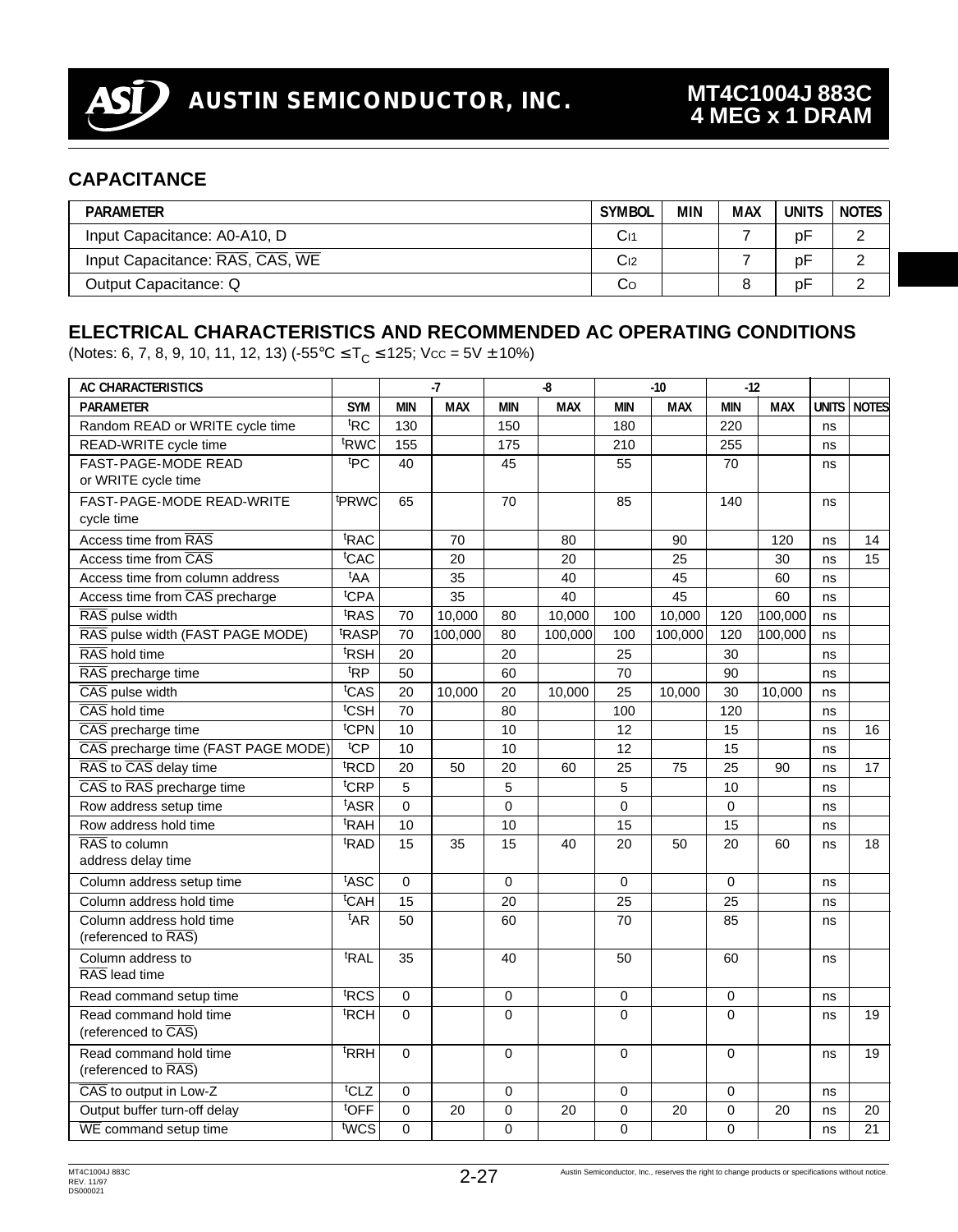## CAPACITANCE

| PARAMETER | SYMBOL | MIN | MAX | UNITS | NOTES |
|---|---|---|---|---|---|
| Input Capacitance: A0-A10, D | $C_{I1}$ | | 7 | pF | 2 |
| Input Capacitance: $\overline{RAS}$, $\overline{CAS}$, $\overline{WE}$ | $C_{I2}$ | | 7 | pF | 2 |
| Output Capacitance: Q | $C_O$ | | 8 | pF | 2 |

## ELECTRICAL CHARACTERISTICS AND RECOMMENDED AC OPERATING CONDITIONS

(Notes: 6, 7, 8, 9, 10, 11, 12, 13) (-55°C ≤ $T_C$ ≤ 125; Vcc = 5V ± 10%)

| AC CHARACTERISTICS | | -7 | | -8 | | -10 | | -12 | | | |
|---|---|---|---|---|---|---|---|---|---|---|---|
| PARAMETER | SYM | MIN | MAX | MIN | MAX | MIN | MAX | MIN | MAX | UNITS | NOTES |
| Random READ or WRITE cycle time | $^tRC$ | 130 | | 150 | | 180 | | 220 | | ns | |
| READ-WRITE cycle time | $^tRWC$ | 155 | | 175 | | 210 | | 255 | | ns | |
| FAST-PAGE-MODE READ or WRITE cycle time | $^tPC$ | 40 | | 45 | | 55 | | 70 | | ns | |
| FAST-PAGE-MODE READ-WRITE cycle time | $^tPRWC$ | 65 | | 70 | | 85 | | 140 | | ns | |
| Access time from $\overline{RAS}$ | $^tRAC$ | | 70 | | 80 | | 90 | | 120 | ns | 14 |
| Access time from $\overline{CAS}$ | $^tCAC$ | | 20 | | 20 | | 25 | | 30 | ns | 15 |
| Access time from column address | $^tAA$ | | 35 | | 40 | | 45 | | 60 | ns | |
| Access time from $\overline{CAS}$ precharge | $^tCPA$ | | 35 | | 40 | | 45 | | 60 | ns | |
| $\overline{RAS}$ pulse width | $^tRAS$ | 70 | 10,000 | 80 | 10,000 | 100 | 10,000 | 120 | 100,000 | ns | |
| $\overline{RAS}$ pulse width (FAST PAGE MODE) | $^tRASP$ | 70 | 100,000 | 80 | 100,000 | 100 | 100,000 | 120 | 100,000 | ns | |
| $\overline{RAS}$ hold time | $^tRSH$ | 20 | | 20 | | 25 | | 30 | | ns | |
| $\overline{RAS}$ precharge time | $^tRP$ | 50 | | 60 | | 70 | | 90 | | ns | |
| $\overline{CAS}$ pulse width | $^tCAS$ | 20 | 10,000 | 20 | 10,000 | 25 | 10,000 | 30 | 10,000 | ns | |
| $\overline{CAS}$ hold time | $^tCSH$ | 70 | | 80 | | 100 | | 120 | | ns | |
| $\overline{CAS}$ precharge time | $^tCPN$ | 10 | | 10 | | 12 | | 15 | | ns | 16 |
| $\overline{CAS}$ precharge time (FAST PAGE MODE) | $^tCP$ | 10 | | 10 | | 12 | | 15 | | ns | |
| $\overline{RAS}$ to $\overline{CAS}$ delay time | $^tRCD$ | 20 | 50 | 20 | 60 | 25 | 75 | 25 | 90 | ns | 17 |
| $\overline{CAS}$ to $\overline{RAS}$ precharge time | $^tCRP$ | 5 | | 5 | | 5 | | 10 | | ns | |
| Row address setup time | $^tASR$ | 0 | | 0 | | 0 | | 0 | | ns | |
| Row address hold time | $^tRAH$ | 10 | | 10 | | 15 | | 15 | | ns | |
| $\overline{RAS}$ to column address delay time | $^tRAD$ | 15 | 35 | 15 | 40 | 20 | 50 | 20 | 60 | ns | 18 |
| Column address setup time | $^tASC$ | 0 | | 0 | | 0 | | 0 | | ns | |
| Column address hold time | $^tCAH$ | 15 | | 20 | | 25 | | 25 | | ns | |
| Column address hold time (referenced to $\overline{RAS}$) | $^tAR$ | 50 | | 60 | | 70 | | 85 | | ns | |
| Column address to $\overline{RAS}$ lead time | $^tRAL$ | 35 | | 40 | | 50 | | 60 | | ns | |
| Read command setup time | $^tRCS$ | 0 | | 0 | | 0 | | 0 | | ns | |
| Read command hold time (referenced to $\overline{CAS}$) | $^tRCH$ | 0 | | 0 | | 0 | | 0 | | ns | 19 |
| Read command hold time (referenced to $\overline{RAS}$) | $^tRRH$ | 0 | | 0 | | 0 | | 0 | | ns | 19 |
| $\overline{CAS}$ to output in Low-Z | $^tCLZ$ | 0 | | 0 | | 0 | | 0 | | ns | |
| Output buffer turn-off delay | $^tOFF$ | 0 | 20 | 0 | 20 | 0 | 20 | 0 | 20 | ns | 20 |
| $\overline{WE}$ command setup time | $^tWCS$ | 0 | | 0 | | 0 | | 0 | | ns | 21 |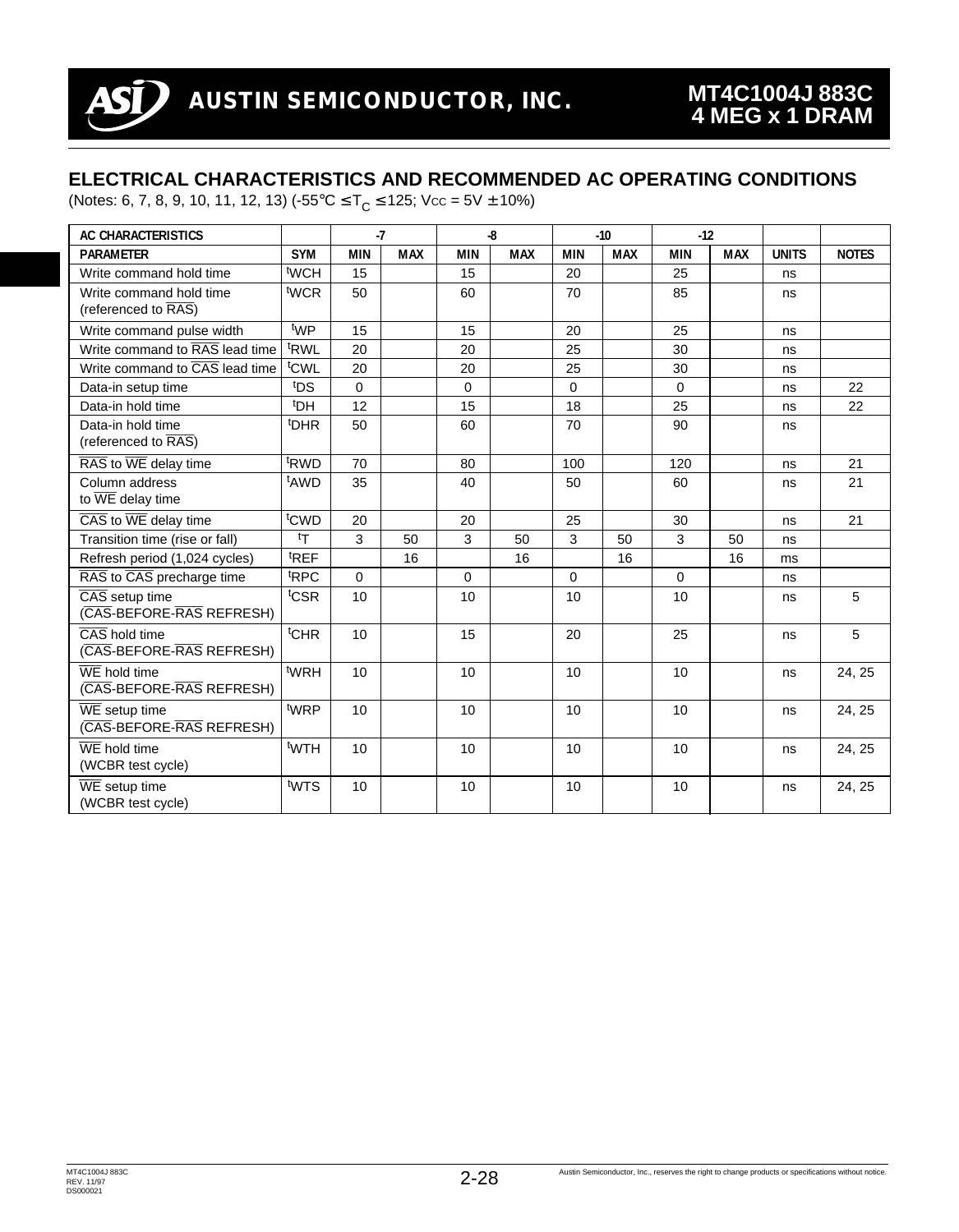## ELECTRICAL CHARACTERISTICS AND RECOMMENDED AC OPERATING CONDITIONS

(Notes: 6, 7, 8, 9, 10, 11, 12, 13) (-55°C ≤ $T_C$ ≤ 125; Vcc = 5V ± 10%)

| AC CHARACTERISTICS | | -7 | | -8 | | -10 | | -12 | | | |
|---|---|---|---|---|---|---|---|---|---|---|---|
| PARAMETER | SYM | MIN | MAX | MIN | MAX | MIN | MAX | MIN | MAX | UNITS | NOTES |
| Write command hold time | tWCH | 15 | | 15 | | 20 | | 25 | | ns | |
| Write command hold time (referenced to RAS) | tWCR | 50 | | 60 | | 70 | | 85 | | ns | |
| Write command pulse width | tWP | 15 | | 15 | | 20 | | 25 | | ns | |
| Write command to RAS lead time | tRWL | 20 | | 20 | | 25 | | 30 | | ns | |
| Write command to CAS lead time | tCWL | 20 | | 20 | | 25 | | 30 | | ns | |
| Data-in setup time | tDS | 0 | | 0 | | 0 | | 0 | | ns | 22 |
| Data-in hold time | tDH | 12 | | 15 | | 18 | | 25 | | ns | 22 |
| Data-in hold time (referenced to RAS) | tDHR | 50 | | 60 | | 70 | | 90 | | ns | |
| RAS to WE delay time | tRWD | 70 | | 80 | | 100 | | 120 | | ns | 21 |
| Column address to WE delay time | tAWD | 35 | | 40 | | 50 | | 60 | | ns | 21 |
| CAS to WE delay time | tCWD | 20 | | 20 | | 25 | | 30 | | ns | 21 |
| Transition time (rise or fall) | tT | 3 | 50 | 3 | 50 | 3 | 50 | 3 | 50 | ns | |
| Refresh period (1,024 cycles) | tREF | | 16 | | 16 | | 16 | | 16 | ms | |
| RAS to CAS precharge time | tRPC | 0 | | 0 | | 0 | | 0 | | ns | |
| CAS setup time (CAS-BEFORE-RAS REFRESH) | tCSR | 10 | | 10 | | 10 | | 10 | | ns | 5 |
| CAS hold time (CAS-BEFORE-RAS REFRESH) | tCHR | 10 | | 15 | | 20 | | 25 | | ns | 5 |
| WE hold time (CAS-BEFORE-RAS REFRESH) | tWRH | 10 | | 10 | | 10 | | 10 | | ns | 24, 25 |
| WE setup time (CAS-BEFORE-RAS REFRESH) | tWRP | 10 | | 10 | | 10 | | 10 | | ns | 24, 25 |
| WE hold time (WCBR test cycle) | tWTH | 10 | | 10 | | 10 | | 10 | | ns | 24, 25 |
| WE setup time (WCBR test cycle) | tWTS | 10 | | 10 | | 10 | | 10 | | ns | 24, 25 |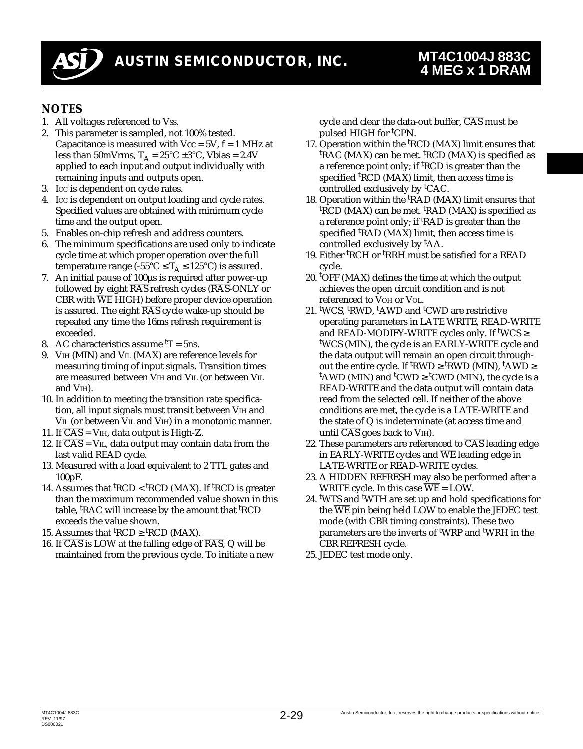## NOTES

1. All voltages referenced to $V_{SS}$.
2. This parameter is sampled, not 100% tested. Capacitance is measured with $V_{CC}$ = 5V, f = 1 MHz at less than 50mVrms, $T_A$ = 25°C ±3°C, Vbias = 2.4V applied to each input and output individually with remaining inputs and outputs open.
3. $I_{CC}$ is dependent on cycle rates.
4. $I_{CC}$ is dependent on output loading and cycle rates. Specified values are obtained with minimum cycle time and the output open.
5. Enables on-chip refresh and address counters.
6. The minimum specifications are used only to indicate cycle time at which proper operation over the full temperature range (-55°C ≤ $T_A$ ≤ 125°C) is assured.
7. An initial pause of 100µs is required after power-up followed by eight $\overline{RAS}$ refresh cycles ($\overline{RAS}$-ONLY or CBR with $\overline{WE}$ HIGH) before proper device operation is assured. The eight $\overline{RAS}$ cycle wake-up should be repeated any time the 16ms refresh requirement is exceeded.
8. AC characteristics assume $^tT$ = 5ns.
9. $V_{IH}$ (MIN) and $V_{IL}$ (MAX) are reference levels for measuring timing of input signals. Transition times are measured between $V_{IH}$ and $V_{IL}$ (or between $V_{IL}$ and $V_{IH}$).
10. In addition to meeting the transition rate specification, all input signals must transit between $V_{IH}$ and $V_{IL}$ (or between $V_{IL}$ and $V_{IH}$) in a monotonic manner.
11. If $\overline{CAS}$ = $V_{IH}$, data output is High-Z.
12. If $\overline{CAS}$ = $V_{IL}$, data output may contain data from the last valid READ cycle.
13. Measured with a load equivalent to 2 TTL gates and 100pF.
14. Assumes that $^tRCD$ < $^tRCD$ (MAX). If $^tRCD$ is greater than the maximum recommended value shown in this table, $^tRAC$ will increase by the amount that $^tRCD$ exceeds the value shown.
15. Assumes that $^tRCD$ ≥ $^tRCD$ (MAX).
16. If $\overline{CAS}$ is LOW at the falling edge of $\overline{RAS}$, Q will be maintained from the previous cycle. To initiate a new cycle and clear the data-out buffer, $\overline{CAS}$ must be pulsed HIGH for $^tCPN$.
17. Operation within the $^tRCD$ (MAX) limit ensures that $^tRAC$ (MAX) can be met. $^tRCD$ (MAX) is specified as a reference point only; if $^tRCD$ is greater than the specified $^tRCD$ (MAX) limit, then access time is controlled exclusively by $^tCAC$.
18. Operation within the $^tRAD$ (MAX) limit ensures that $^tRCD$ (MAX) can be met. $^tRAD$ (MAX) is specified as a reference point only; if $^tRAD$ is greater than the specified $^tRAD$ (MAX) limit, then access time is controlled exclusively by $^tAA$.
19. Either $^tRCH$ or $^tRRH$ must be satisfied for a READ cycle.
20. $^tOFF$ (MAX) defines the time at which the output achieves the open circuit condition and is not referenced to $V_{OH}$ or $V_{OL}$.
21. $^tWCS$, $^tRWD$, $^tAWD$ and $^tCWD$ are restrictive operating parameters in LATE WRITE, READ-WRITE and READ-MODIFY-WRITE cycles only. If $^tWCS$ ≥ $^tWCS$ (MIN), the cycle is an EARLY-WRITE cycle and the data output will remain an open circuit throughout the entire cycle. If $^tRWD$ ≥ $^tRWD$ (MIN), $^tAWD$ ≥ $^tAWD$ (MIN) and $^tCWD$ ≥ $^tCWD$ (MIN), the cycle is a READ-WRITE and the data output will contain data read from the selected cell. If neither of the above conditions are met, the cycle is a LATE-WRITE and the state of Q is indeterminate (at access time and until $\overline{CAS}$ goes back to $V_{IH}$).
22. These parameters are referenced to $\overline{CAS}$ leading edge in EARLY-WRITE cycles and $\overline{WE}$ leading edge in LATE-WRITE or READ-WRITE cycles.
23. A HIDDEN REFRESH may also be performed after a WRITE cycle. In this case $\overline{WE}$ = LOW.
24. $^tWTS$ and $^tWTH$ are set up and hold specifications for the $\overline{WE}$ pin being held LOW to enable the JEDEC test mode (with CBR timing constraints). These two parameters are the inverts of $^tWRP$ and $^tWRH$ in the CBR REFRESH cycle.
25. JEDEC test mode only.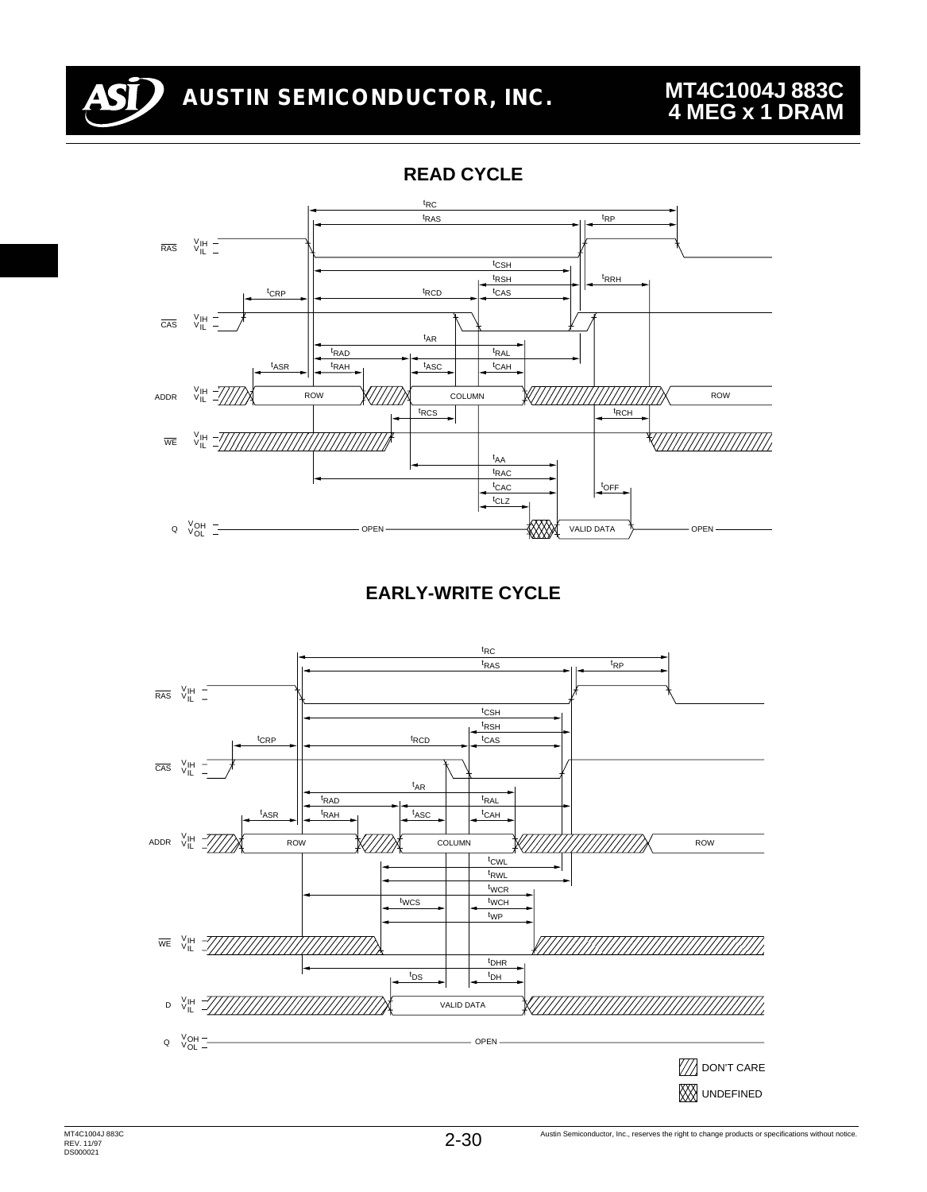## READ CYCLE

## EARLY-WRITE CYCLE

DON'T CARE

UNDEFINED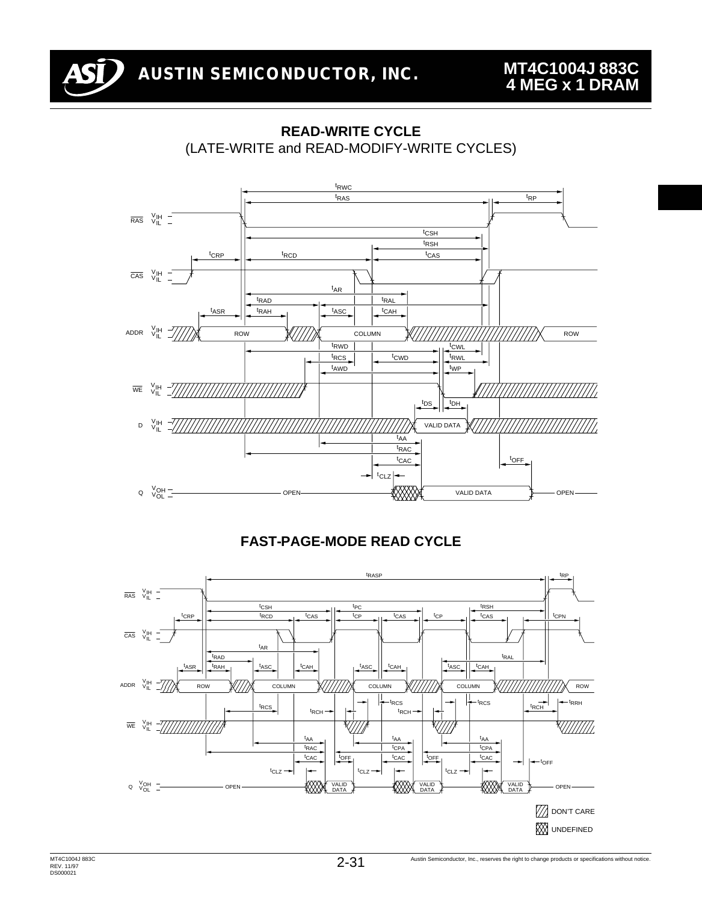## READ-WRITE CYCLE

(LATE-WRITE and READ-MODIFY-WRITE CYCLES)

## FAST-PAGE-MODE READ CYCLE

DON'T CARE

UNDEFINED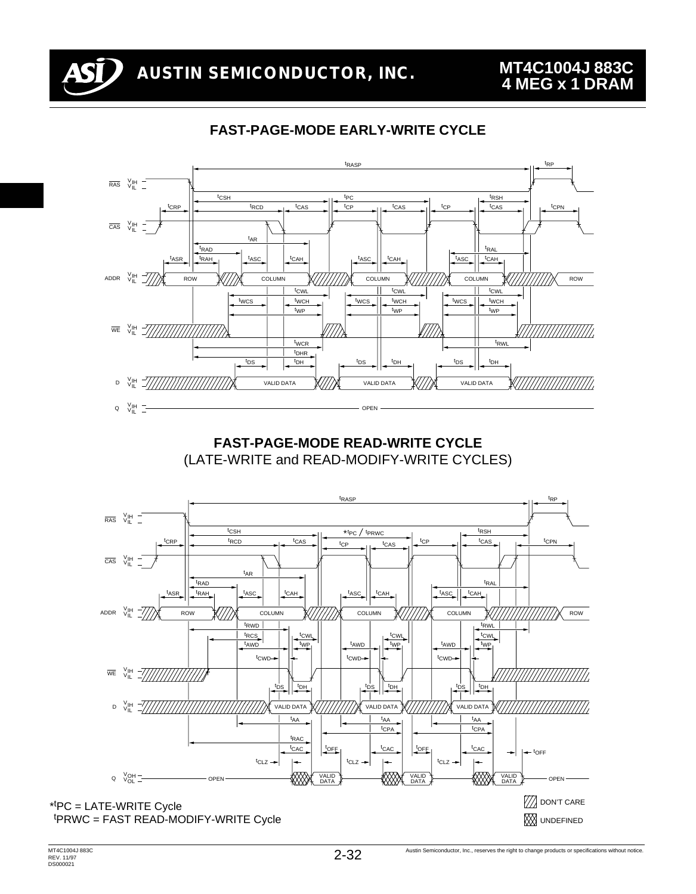## FAST-PAGE-MODE EARLY-WRITE CYCLE

## FAST-PAGE-MODE READ-WRITE CYCLE

(LATE-WRITE and READ-MODIFY-WRITE CYCLES)

*$^{t}$PC = LATE-WRITE Cycle
$^{t}$PRWC = FAST READ-MODIFY-WRITE Cycle

DON'T CARE

UNDEFINED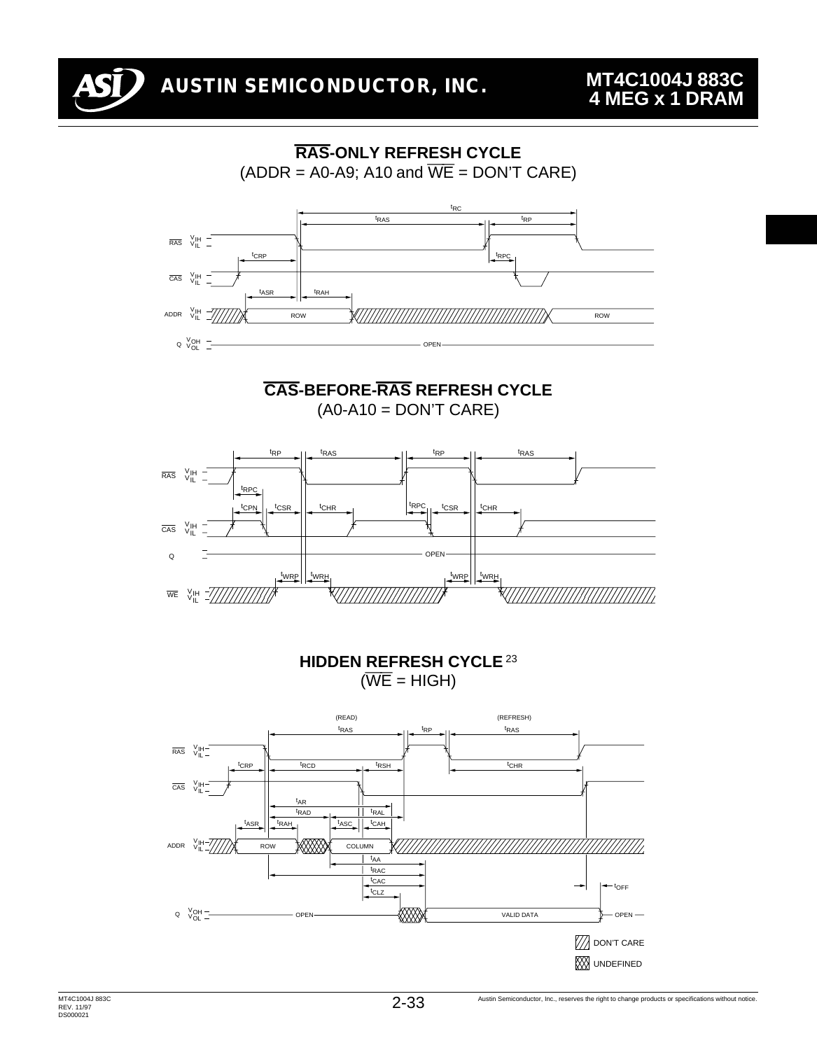## $\overline{RAS}$-ONLY REFRESH CYCLE

(ADDR = A0-A9; A10 and $\overline{WE}$ = DON'T CARE)

## $\overline{CAS}$-BEFORE-$\overline{RAS}$ REFRESH CYCLE

(A0-A10 = DON'T CARE)

## HIDDEN REFRESH CYCLE [23]

($\overline{WE}$ = HIGH)

DON'T CARE

UNDEFINED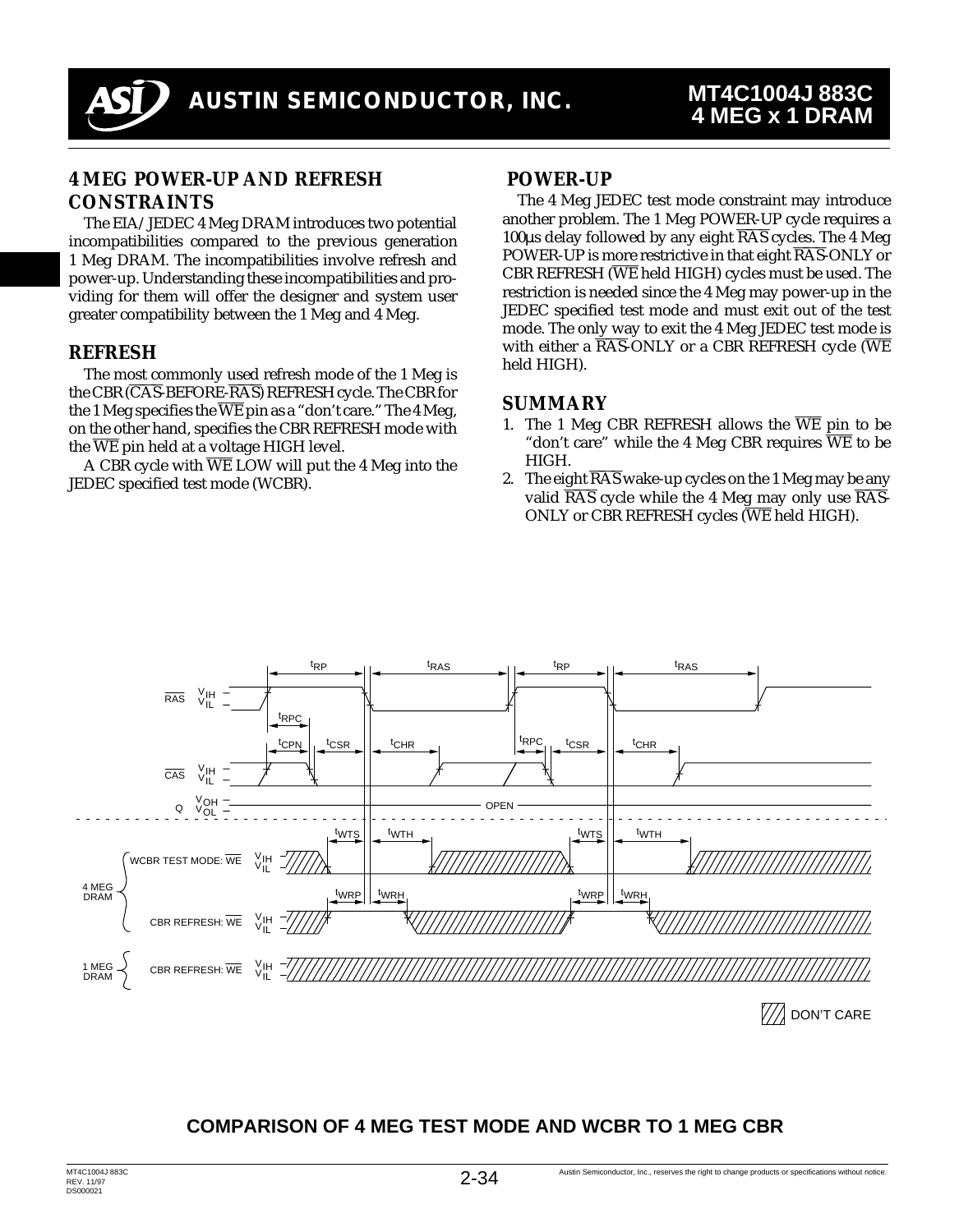## 4 MEG POWER-UP AND REFRESH CONSTRAINTS

The EIA/JEDEC 4 Meg DRAM introduces two potential incompatibilities compared to the previous generation 1 Meg DRAM. The incompatibilities involve refresh and power-up. Understanding these incompatibilities and providing for them will offer the designer and system user greater compatibility between the 1 Meg and 4 Meg.

## REFRESH

The most commonly used refresh mode of the 1 Meg is the CBR ($\overline{CAS}$-BEFORE-$\overline{RAS}$) REFRESH cycle. The CBR for the 1 Meg specifies the $\overline{WE}$ pin as a "don't care." The 4 Meg, on the other hand, specifies the CBR REFRESH mode with the $\overline{WE}$ pin held at a voltage HIGH level.

A CBR cycle with $\overline{WE}$ LOW will put the 4 Meg into the JEDEC specified test mode (WCBR).

## POWER-UP

The 4 Meg JEDEC test mode constraint may introduce another problem. The 1 Meg POWER-UP cycle requires a 100µs delay followed by any eight $\overline{RAS}$ cycles. The 4 Meg POWER-UP is more restrictive in that eight $\overline{RAS}$-ONLY or CBR REFRESH ($\overline{WE}$ held HIGH) cycles must be used. The restriction is needed since the 4 Meg may power-up in the JEDEC specified test mode and must exit out of the test mode. The only way to exit the 4 Meg JEDEC test mode is with either a $\overline{RAS}$-ONLY or a CBR REFRESH cycle ($\overline{WE}$ held HIGH).

## SUMMARY

1. The 1 Meg CBR REFRESH allows the $\overline{WE}$ pin to be "don't care" while the 4 Meg CBR requires $\overline{WE}$ to be HIGH.
2. The eight $\overline{RAS}$ wake-up cycles on the 1 Meg may be any valid $\overline{RAS}$ cycle while the 4 Meg may only use $\overline{RAS}$-ONLY or CBR REFRESH cycles ($\overline{WE}$ held HIGH).

**COMPARISON OF 4 MEG TEST MODE AND WCBR TO 1 MEG CBR**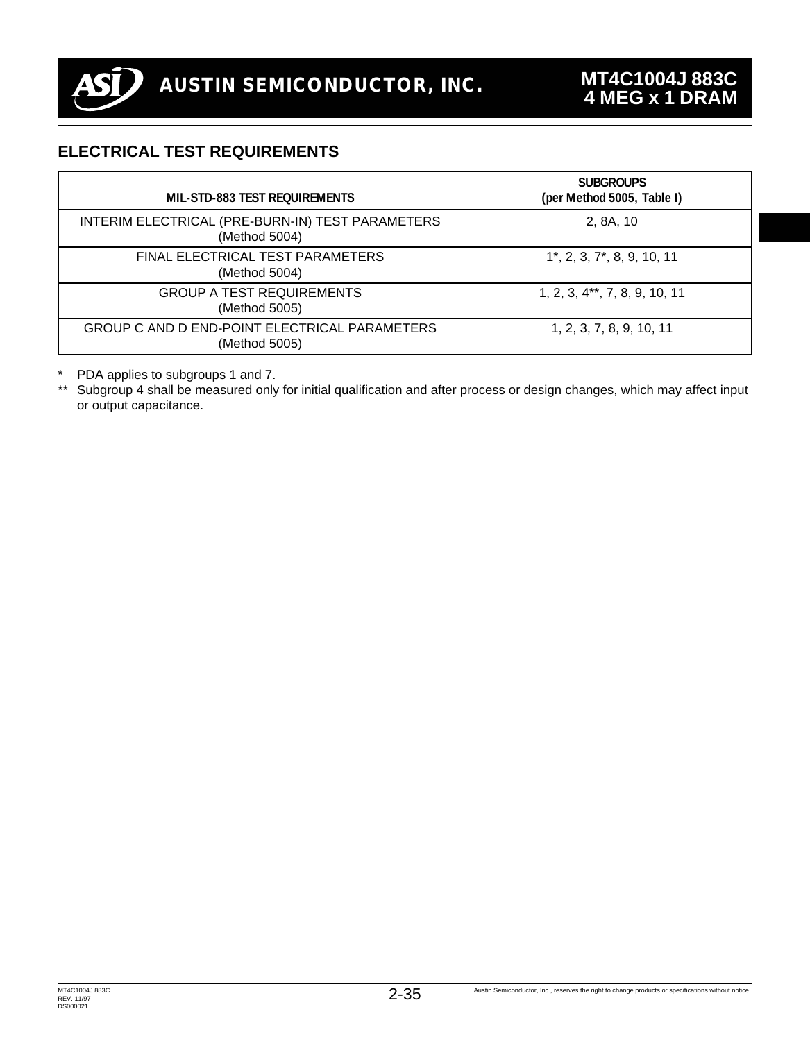## ELECTRICAL TEST REQUIREMENTS

| MIL-STD-883 TEST REQUIREMENTS | SUBGROUPS (per Method 5005, Table I) |
|---|---|
| INTERIM ELECTRICAL (PRE-BURN-IN) TEST PARAMETERS (Method 5004) | 2, 8A, 10 |
| FINAL ELECTRICAL TEST PARAMETERS (Method 5004) | 1*, 2, 3, 7*, 8, 9, 10, 11 |
| GROUP A TEST REQUIREMENTS (Method 5005) | 1, 2, 3, 4**, 7, 8, 9, 10, 11 |
| GROUP C AND D END-POINT ELECTRICAL PARAMETERS (Method 5005) | 1, 2, 3, 7, 8, 9, 10, 11 |

\* PDA applies to subgroups 1 and 7.

\** Subgroup 4 shall be measured only for initial qualification and after process or design changes, which may affect input or output capacitance.